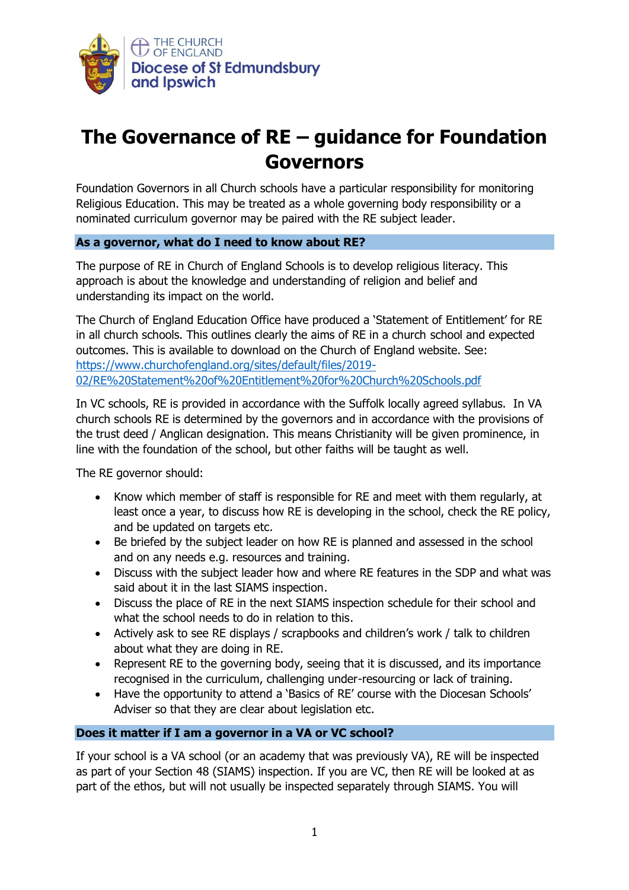THE CHURCH OF ENGLAND
Diocese of St Edmundsbury and Ipswich

# The Governance of RE – guidance for Foundation Governors

Foundation Governors in all Church schools have a particular responsibility for monitoring Religious Education. This may be treated as a whole governing body responsibility or a nominated curriculum governor may be paired with the RE subject leader.

## As a governor, what do I need to know about RE?

The purpose of RE in Church of England Schools is to develop religious literacy. This approach is about the knowledge and understanding of religion and belief and understanding its impact on the world.

The Church of England Education Office have produced a 'Statement of Entitlement' for RE in all church schools. This outlines clearly the aims of RE in a church school and expected outcomes. This is available to download on the Church of England website. See: https://www.churchofengland.org/sites/default/files/2019-02/RE%20Statement%20of%20Entitlement%20for%20Church%20Schools.pdf

In VC schools, RE is provided in accordance with the Suffolk locally agreed syllabus. In VA church schools RE is determined by the governors and in accordance with the provisions of the trust deed / Anglican designation. This means Christianity will be given prominence, in line with the foundation of the school, but other faiths will be taught as well.

The RE governor should:

- Know which member of staff is responsible for RE and meet with them regularly, at least once a year, to discuss how RE is developing in the school, check the RE policy, and be updated on targets etc.
- Be briefed by the subject leader on how RE is planned and assessed in the school and on any needs e.g. resources and training.
- Discuss with the subject leader how and where RE features in the SDP and what was said about it in the last SIAMS inspection.
- Discuss the place of RE in the next SIAMS inspection schedule for their school and what the school needs to do in relation to this.
- Actively ask to see RE displays / scrapbooks and children's work / talk to children about what they are doing in RE.
- Represent RE to the governing body, seeing that it is discussed, and its importance recognised in the curriculum, challenging under-resourcing or lack of training.
- Have the opportunity to attend a 'Basics of RE' course with the Diocesan Schools' Adviser so that they are clear about legislation etc.

## Does it matter if I am a governor in a VA or VC school?

If your school is a VA school (or an academy that was previously VA), RE will be inspected as part of your Section 48 (SIAMS) inspection. If you are VC, then RE will be looked at as part of the ethos, but will not usually be inspected separately through SIAMS. You will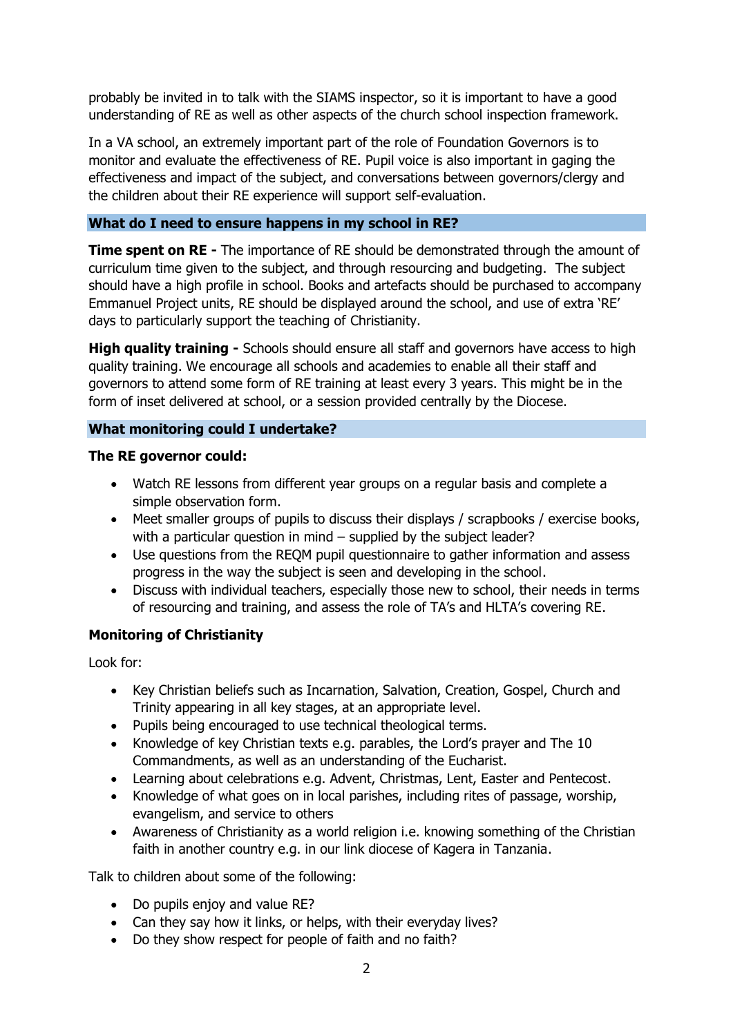probably be invited in to talk with the SIAMS inspector, so it is important to have a good understanding of RE as well as other aspects of the church school inspection framework.

In a VA school, an extremely important part of the role of Foundation Governors is to monitor and evaluate the effectiveness of RE. Pupil voice is also important in gaging the effectiveness and impact of the subject, and conversations between governors/clergy and the children about their RE experience will support self-evaluation.

## What do I need to ensure happens in my school in RE?

**Time spent on RE -** The importance of RE should be demonstrated through the amount of curriculum time given to the subject, and through resourcing and budgeting. The subject should have a high profile in school. Books and artefacts should be purchased to accompany Emmanuel Project units, RE should be displayed around the school, and use of extra 'RE' days to particularly support the teaching of Christianity.

**High quality training -** Schools should ensure all staff and governors have access to high quality training. We encourage all schools and academies to enable all their staff and governors to attend some form of RE training at least every 3 years. This might be in the form of inset delivered at school, or a session provided centrally by the Diocese.

## What monitoring could I undertake?

**The RE governor could:**

- Watch RE lessons from different year groups on a regular basis and complete a simple observation form.
- Meet smaller groups of pupils to discuss their displays / scrapbooks / exercise books, with a particular question in mind – supplied by the subject leader?
- Use questions from the REQM pupil questionnaire to gather information and assess progress in the way the subject is seen and developing in the school.
- Discuss with individual teachers, especially those new to school, their needs in terms of resourcing and training, and assess the role of TA's and HLTA's covering RE.

**Monitoring of Christianity**

Look for:

- Key Christian beliefs such as Incarnation, Salvation, Creation, Gospel, Church and Trinity appearing in all key stages, at an appropriate level.
- Pupils being encouraged to use technical theological terms.
- Knowledge of key Christian texts e.g. parables, the Lord's prayer and The 10 Commandments, as well as an understanding of the Eucharist.
- Learning about celebrations e.g. Advent, Christmas, Lent, Easter and Pentecost.
- Knowledge of what goes on in local parishes, including rites of passage, worship, evangelism, and service to others
- Awareness of Christianity as a world religion i.e. knowing something of the Christian faith in another country e.g. in our link diocese of Kagera in Tanzania.

Talk to children about some of the following:

- Do pupils enjoy and value RE?
- Can they say how it links, or helps, with their everyday lives?
- Do they show respect for people of faith and no faith?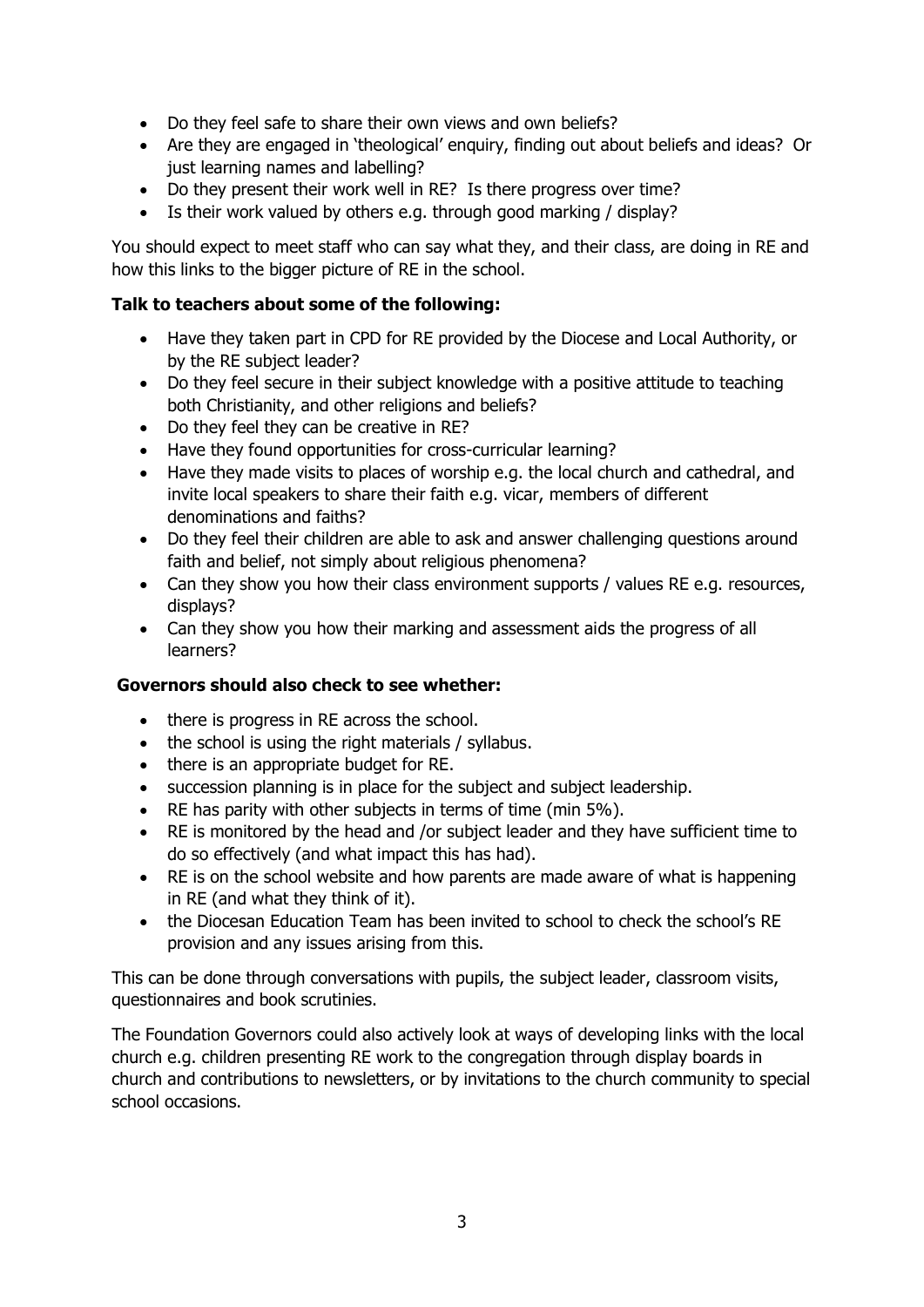- Do they feel safe to share their own views and own beliefs?
- Are they are engaged in 'theological' enquiry, finding out about beliefs and ideas? Or just learning names and labelling?
- Do they present their work well in RE? Is there progress over time?
- Is their work valued by others e.g. through good marking / display?

You should expect to meet staff who can say what they, and their class, are doing in RE and how this links to the bigger picture of RE in the school.

**Talk to teachers about some of the following:**

- Have they taken part in CPD for RE provided by the Diocese and Local Authority, or by the RE subject leader?
- Do they feel secure in their subject knowledge with a positive attitude to teaching both Christianity, and other religions and beliefs?
- Do they feel they can be creative in RE?
- Have they found opportunities for cross-curricular learning?
- Have they made visits to places of worship e.g. the local church and cathedral, and invite local speakers to share their faith e.g. vicar, members of different denominations and faiths?
- Do they feel their children are able to ask and answer challenging questions around faith and belief, not simply about religious phenomena?
- Can they show you how their class environment supports / values RE e.g. resources, displays?
- Can they show you how their marking and assessment aids the progress of all learners?

**Governors should also check to see whether:**

- there is progress in RE across the school.
- the school is using the right materials / syllabus.
- there is an appropriate budget for RE.
- succession planning is in place for the subject and subject leadership.
- RE has parity with other subjects in terms of time (min 5%).
- RE is monitored by the head and /or subject leader and they have sufficient time to do so effectively (and what impact this has had).
- RE is on the school website and how parents are made aware of what is happening in RE (and what they think of it).
- the Diocesan Education Team has been invited to school to check the school's RE provision and any issues arising from this.

This can be done through conversations with pupils, the subject leader, classroom visits, questionnaires and book scrutinies.

The Foundation Governors could also actively look at ways of developing links with the local church e.g. children presenting RE work to the congregation through display boards in church and contributions to newsletters, or by invitations to the church community to special school occasions.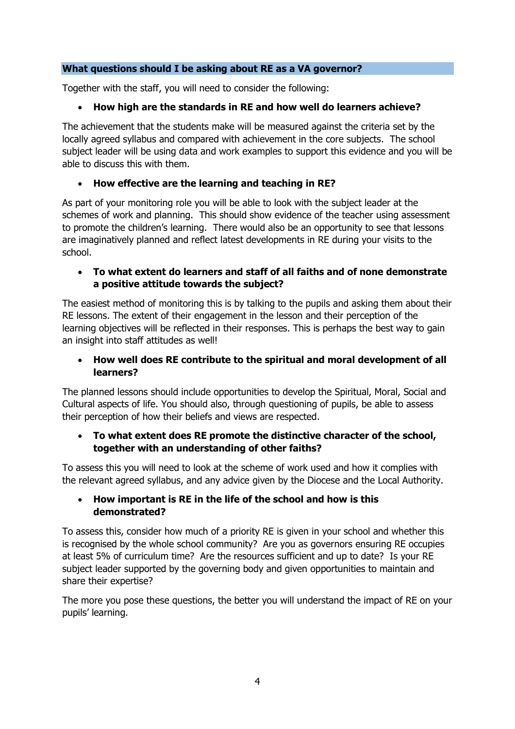## What questions should I be asking about RE as a VA governor?

Together with the staff, you will need to consider the following:

- **How high are the standards in RE and how well do learners achieve?**

The achievement that the students make will be measured against the criteria set by the locally agreed syllabus and compared with achievement in the core subjects. The school subject leader will be using data and work examples to support this evidence and you will be able to discuss this with them.

- **How effective are the learning and teaching in RE?**

As part of your monitoring role you will be able to look with the subject leader at the schemes of work and planning. This should show evidence of the teacher using assessment to promote the children's learning. There would also be an opportunity to see that lessons are imaginatively planned and reflect latest developments in RE during your visits to the school.

- **To what extent do learners and staff of all faiths and of none demonstrate a positive attitude towards the subject?**

The easiest method of monitoring this is by talking to the pupils and asking them about their RE lessons. The extent of their engagement in the lesson and their perception of the learning objectives will be reflected in their responses. This is perhaps the best way to gain an insight into staff attitudes as well!

- **How well does RE contribute to the spiritual and moral development of all learners?**

The planned lessons should include opportunities to develop the Spiritual, Moral, Social and Cultural aspects of life. You should also, through questioning of pupils, be able to assess their perception of how their beliefs and views are respected.

- **To what extent does RE promote the distinctive character of the school, together with an understanding of other faiths?**

To assess this you will need to look at the scheme of work used and how it complies with the relevant agreed syllabus, and any advice given by the Diocese and the Local Authority.

- **How important is RE in the life of the school and how is this demonstrated?**

To assess this, consider how much of a priority RE is given in your school and whether this is recognised by the whole school community? Are you as governors ensuring RE occupies at least 5% of curriculum time? Are the resources sufficient and up to date? Is your RE subject leader supported by the governing body and given opportunities to maintain and share their expertise?

The more you pose these questions, the better you will understand the impact of RE on your pupils' learning.